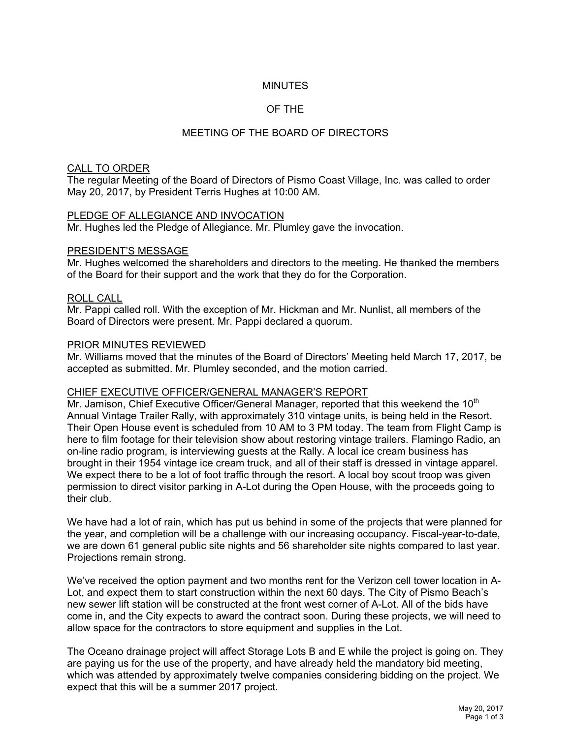# MINUTES

# OF THE

# MEETING OF THE BOARD OF DIRECTORS

## CALL TO ORDER

The regular Meeting of the Board of Directors of Pismo Coast Village, Inc. was called to order May 20, 2017, by President Terris Hughes at 10:00 AM.

## PLEDGE OF ALLEGIANCE AND INVOCATION

Mr. Hughes led the Pledge of Allegiance. Mr. Plumley gave the invocation.

## PRESIDENT'S MESSAGE

Mr. Hughes welcomed the shareholders and directors to the meeting. He thanked the members of the Board for their support and the work that they do for the Corporation.

## ROLL CALL

Mr. Pappi called roll. With the exception of Mr. Hickman and Mr. Nunlist, all members of the Board of Directors were present. Mr. Pappi declared a quorum.

## PRIOR MINUTES REVIEWED

Mr. Williams moved that the minutes of the Board of Directors' Meeting held March 17, 2017, be accepted as submitted. Mr. Plumley seconded, and the motion carried.

## CHIEF EXECUTIVE OFFICER/GENERAL MANAGER'S REPORT

Mr. Jamison, Chief Executive Officer/General Manager, reported that this weekend the 10th Annual Vintage Trailer Rally, with approximately 310 vintage units, is being held in the Resort. Their Open House event is scheduled from 10 AM to 3 PM today. The team from Flight Camp is here to film footage for their television show about restoring vintage trailers. Flamingo Radio, an on-line radio program, is interviewing guests at the Rally. A local ice cream business has brought in their 1954 vintage ice cream truck, and all of their staff is dressed in vintage apparel. We expect there to be a lot of foot traffic through the resort. A local boy scout troop was given permission to direct visitor parking in A-Lot during the Open House, with the proceeds going to their club.

We have had a lot of rain, which has put us behind in some of the projects that were planned for the year, and completion will be a challenge with our increasing occupancy. Fiscal-year-to-date, we are down 61 general public site nights and 56 shareholder site nights compared to last year. Projections remain strong.

We've received the option payment and two months rent for the Verizon cell tower location in A-Lot, and expect them to start construction within the next 60 days. The City of Pismo Beach's new sewer lift station will be constructed at the front west corner of A-Lot. All of the bids have come in, and the City expects to award the contract soon. During these projects, we will need to allow space for the contractors to store equipment and supplies in the Lot.

The Oceano drainage project will affect Storage Lots B and E while the project is going on. They are paying us for the use of the property, and have already held the mandatory bid meeting, which was attended by approximately twelve companies considering bidding on the project. We expect that this will be a summer 2017 project.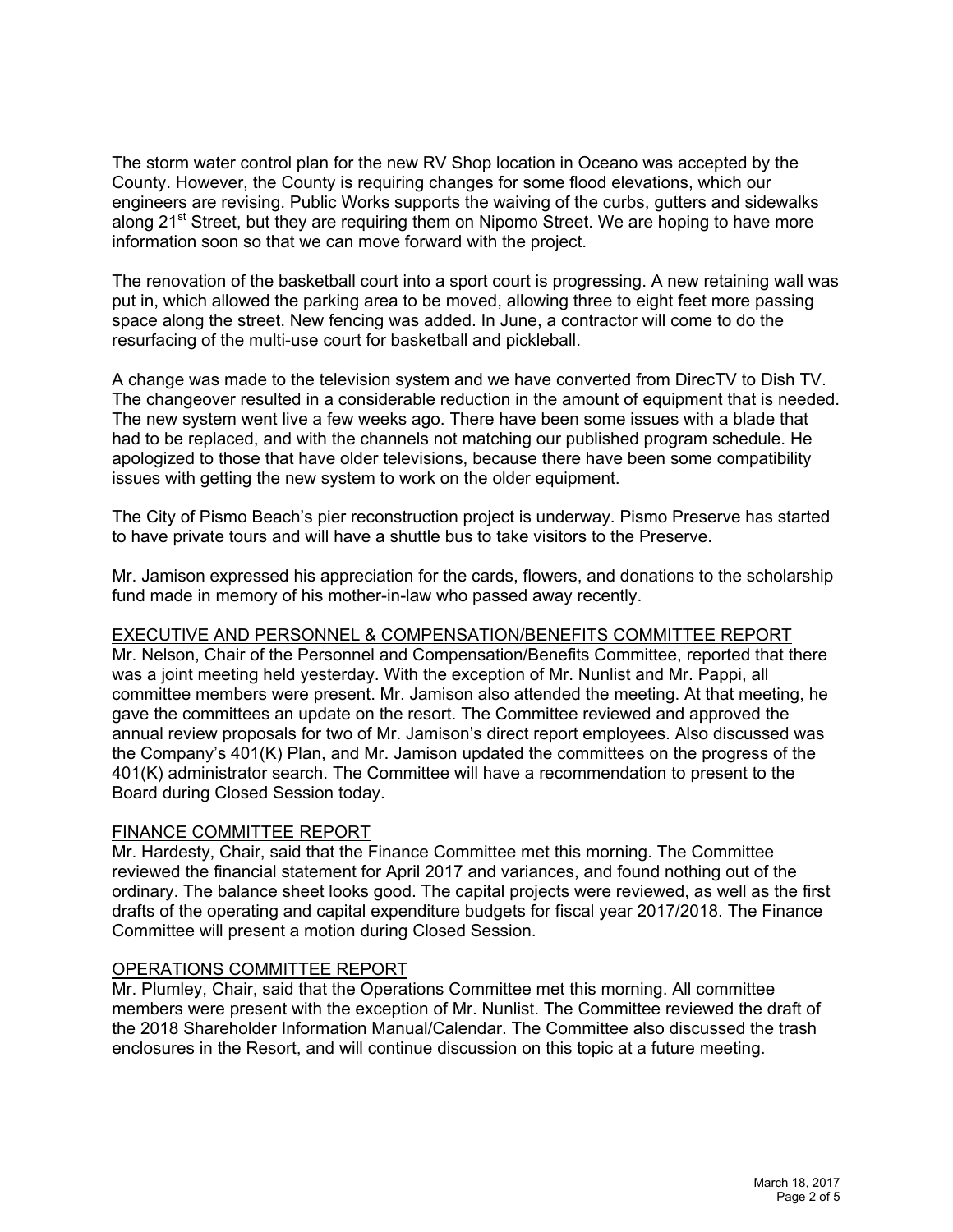The storm water control plan for the new RV Shop location in Oceano was accepted by the County. However, the County is requiring changes for some flood elevations, which our engineers are revising. Public Works supports the waiving of the curbs, gutters and sidewalks along 21st Street, but they are requiring them on Nipomo Street. We are hoping to have more information soon so that we can move forward with the project.

The renovation of the basketball court into a sport court is progressing. A new retaining wall was put in, which allowed the parking area to be moved, allowing three to eight feet more passing space along the street. New fencing was added. In June, a contractor will come to do the resurfacing of the multi-use court for basketball and pickleball.

A change was made to the television system and we have converted from DirecTV to Dish TV. The changeover resulted in a considerable reduction in the amount of equipment that is needed. The new system went live a few weeks ago. There have been some issues with a blade that had to be replaced, and with the channels not matching our published program schedule. He apologized to those that have older televisions, because there have been some compatibility issues with getting the new system to work on the older equipment.

The City of Pismo Beach's pier reconstruction project is underway. Pismo Preserve has started to have private tours and will have a shuttle bus to take visitors to the Preserve.

Mr. Jamison expressed his appreciation for the cards, flowers, and donations to the scholarship fund made in memory of his mother-in-law who passed away recently.

## EXECUTIVE AND PERSONNEL & COMPENSATION/BENEFITS COMMITTEE REPORT

Mr. Nelson, Chair of the Personnel and Compensation/Benefits Committee, reported that there was a joint meeting held yesterday. With the exception of Mr. Nunlist and Mr. Pappi, all committee members were present. Mr. Jamison also attended the meeting. At that meeting, he gave the committees an update on the resort. The Committee reviewed and approved the annual review proposals for two of Mr. Jamison's direct report employees. Also discussed was the Company's 401(K) Plan, and Mr. Jamison updated the committees on the progress of the 401(K) administrator search. The Committee will have a recommendation to present to the Board during Closed Session today.

## FINANCE COMMITTEE REPORT

Mr. Hardesty, Chair, said that the Finance Committee met this morning. The Committee reviewed the financial statement for April 2017 and variances, and found nothing out of the ordinary. The balance sheet looks good. The capital projects were reviewed, as well as the first drafts of the operating and capital expenditure budgets for fiscal year 2017/2018. The Finance Committee will present a motion during Closed Session.

## OPERATIONS COMMITTEE REPORT

Mr. Plumley, Chair, said that the Operations Committee met this morning. All committee members were present with the exception of Mr. Nunlist. The Committee reviewed the draft of the 2018 Shareholder Information Manual/Calendar. The Committee also discussed the trash enclosures in the Resort, and will continue discussion on this topic at a future meeting.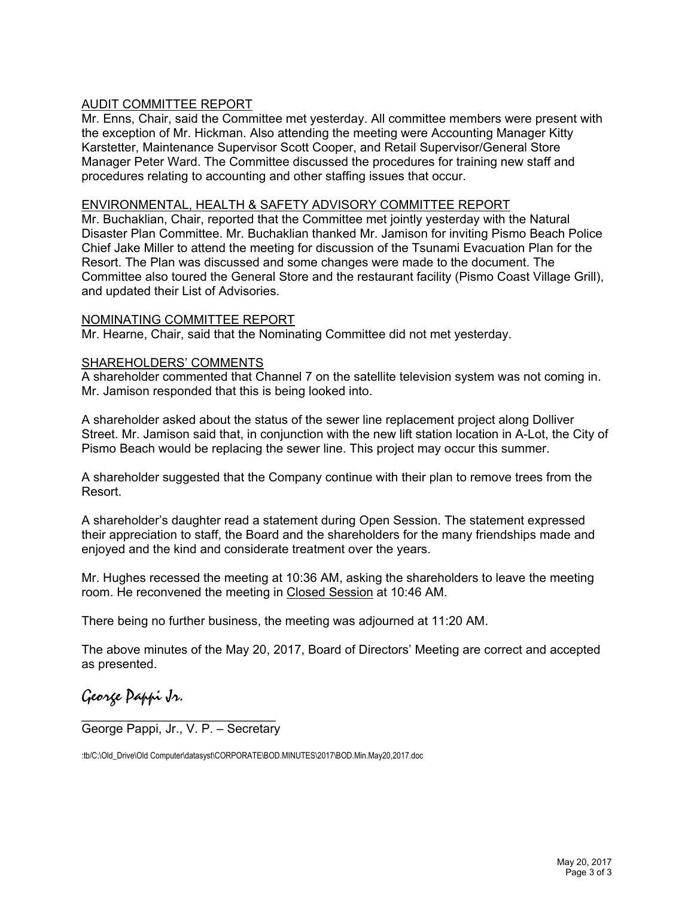AUDIT COMMITTEE REPORT

Mr. Enns, Chair, said the Committee met yesterday. All committee members were present with the exception of Mr. Hickman. Also attending the meeting were Accounting Manager Kitty Karstetter, Maintenance Supervisor Scott Cooper, and Retail Supervisor/General Store Manager Peter Ward. The Committee discussed the procedures for training new staff and procedures relating to accounting and other staffing issues that occur.

ENVIRONMENTAL, HEALTH & SAFETY ADVISORY COMMITTEE REPORT

Mr. Buchaklian, Chair, reported that the Committee met jointly yesterday with the Natural Disaster Plan Committee. Mr. Buchaklian thanked Mr. Jamison for inviting Pismo Beach Police Chief Jake Miller to attend the meeting for discussion of the Tsunami Evacuation Plan for the Resort. The Plan was discussed and some changes were made to the document. The Committee also toured the General Store and the restaurant facility (Pismo Coast Village Grill), and updated their List of Advisories.

NOMINATING COMMITTEE REPORT

Mr. Hearne, Chair, said that the Nominating Committee did not met yesterday.

SHAREHOLDERS' COMMENTS

A shareholder commented that Channel 7 on the satellite television system was not coming in. Mr. Jamison responded that this is being looked into.

A shareholder asked about the status of the sewer line replacement project along Dolliver Street. Mr. Jamison said that, in conjunction with the new lift station location in A-Lot, the City of Pismo Beach would be replacing the sewer line. This project may occur this summer.

A shareholder suggested that the Company continue with their plan to remove trees from the Resort.

A shareholder's daughter read a statement during Open Session. The statement expressed their appreciation to staff, the Board and the shareholders for the many friendships made and enjoyed and the kind and considerate treatment over the years.

Mr. Hughes recessed the meeting at 10:36 AM, asking the shareholders to leave the meeting room. He reconvened the meeting in Closed Session at 10:46 AM.

There being no further business, the meeting was adjourned at 11:20 AM.

The above minutes of the May 20, 2017, Board of Directors' Meeting are correct and accepted as presented.

*George Pappi Jr.*

George Pappi, Jr., V. P. – Secretary

:tb/C:\Old_Drive\Old Computer\datasyst\CORPORATE\BOD.MINUTES\2017\BOD.Min.May20,2017.doc